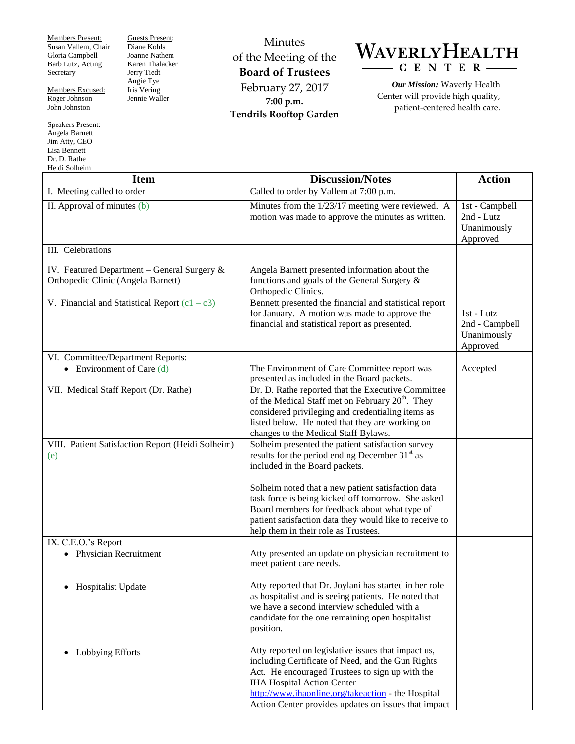Members Present:
Susan Vallem, Chair
Gloria Campbell
Barb Lutz, Acting Secretary

Members Excused:
Roger Johnson
John Johnston

Speakers Present:
Angela Barnett
Jim Atty, CEO
Lisa Bennett
Dr. D. Rathe
Heidi Solheim

Guests Present:
Diane Kohls
Joanne Nathem
Karen Thalacker
Jerry Tiedt
Angie Tye
Iris Vering
Jennie Waller

# Minutes of the Meeting of the **Board of Trustees**

February 27, 2017
**7:00 p.m.**
**Tendrils Rooftop Garden**

**WAVERLY HEALTH CENTER**

***Our Mission:*** Waverly Health Center will provide high quality, patient-centered health care.

| Item | Discussion/Notes | Action |
|---|---|---|
| I. Meeting called to order | Called to order by Vallem at 7:00 p.m. | |
| II. Approval of minutes (b) | Minutes from the 1/23/17 meeting were reviewed. A motion was made to approve the minutes as written. | 1st - Campbell<br>2nd - Lutz<br>Unanimously Approved |
| III. Celebrations | | |
| IV. Featured Department – General Surgery & Orthopedic Clinic (Angela Barnett) | Angela Barnett presented information about the functions and goals of the General Surgery & Orthopedic Clinics. | |
| V. Financial and Statistical Report (c1 – c3) | Bennett presented the financial and statistical report for January. A motion was made to approve the financial and statistical report as presented. | 1st - Lutz<br>2nd - Campbell<br>Unanimously Approved |
| VI. Committee/Department Reports:<br>• Environment of Care (d) | The Environment of Care Committee report was presented as included in the Board packets. | Accepted |
| VII. Medical Staff Report (Dr. Rathe) | Dr. D. Rathe reported that the Executive Committee of the Medical Staff met on February 20th. They considered privileging and credentialing items as listed below. He noted that they are working on changes to the Medical Staff Bylaws. | |
| VIII. Patient Satisfaction Report (Heidi Solheim) (e) | Solheim presented the patient satisfaction survey results for the period ending December 31st as included in the Board packets.<br><br>Solheim noted that a new patient satisfaction data task force is being kicked off tomorrow. She asked Board members for feedback about what type of patient satisfaction data they would like to receive to help them in their role as Trustees. | |
| IX. C.E.O.'s Report<br>• Physician Recruitment | Atty presented an update on physician recruitment to meet patient care needs. | |
| • Hospitalist Update | Atty reported that Dr. Joylani has started in her role as hospitalist and is seeing patients. He noted that we have a second interview scheduled with a candidate for the one remaining open hospitalist position. | |
| • Lobbying Efforts | Atty reported on legislative issues that impact us, including Certificate of Need, and the Gun Rights Act. He encouraged Trustees to sign up with the IHA Hospital Action Center http://www.ihaonline.org/takeaction - the Hospital Action Center provides updates on issues that impact | |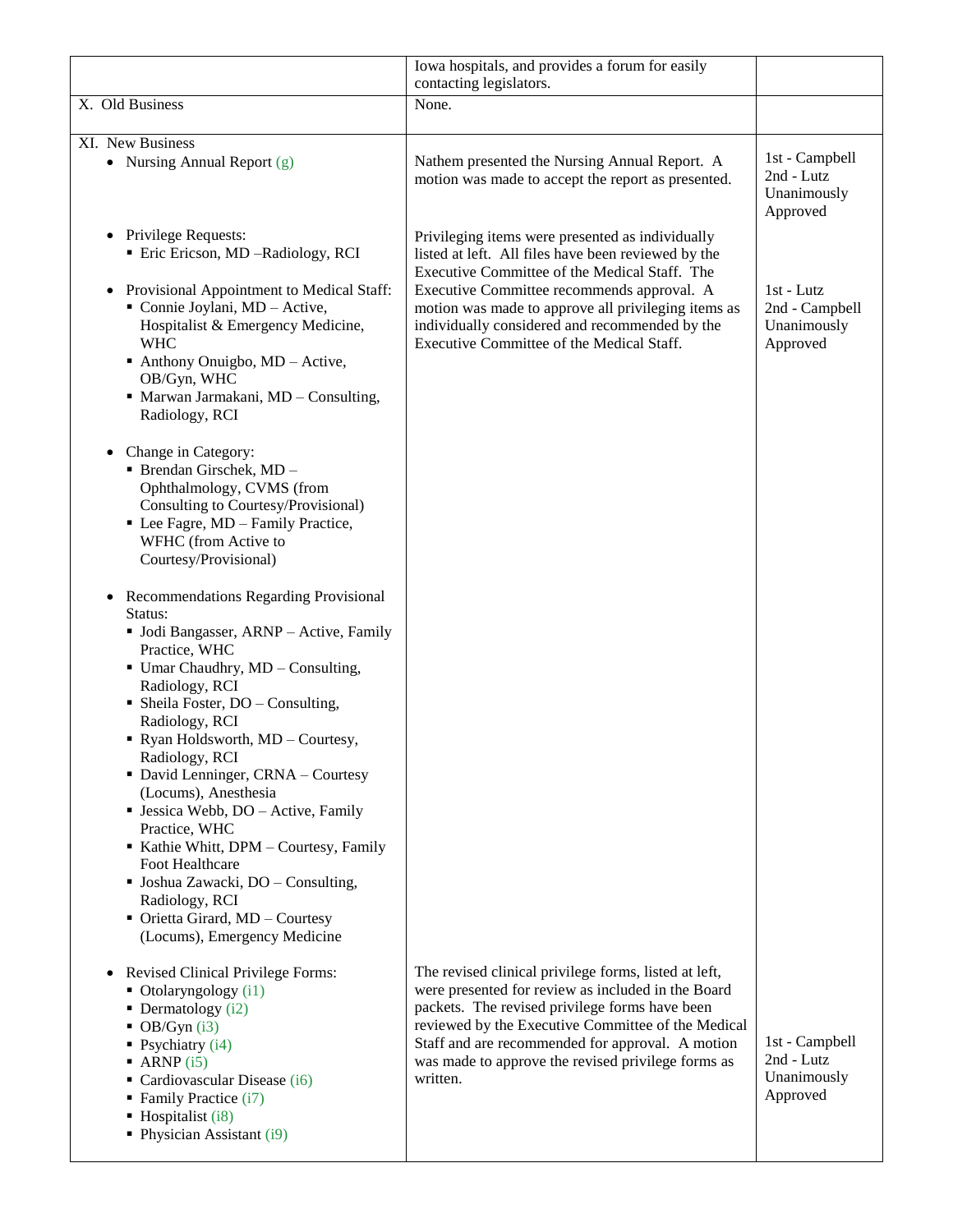| | | |
|---|---|---|
| | Iowa hospitals, and provides a forum for easily contacting legislators. | |
| X. Old Business | None. | |
| XI. New Business<br>• Nursing Annual Report (g) | Nathem presented the Nursing Annual Report. A motion was made to accept the report as presented. | 1st - Campbell<br>2nd - Lutz<br>Unanimously Approved |
| • Privilege Requests:<br>▪ Eric Ericson, MD –Radiology, RCI<br>• Provisional Appointment to Medical Staff:<br>▪ Connie Joylani, MD – Active, Hospitalist & Emergency Medicine, WHC<br>▪ Anthony Onuigbo, MD – Active, OB/Gyn, WHC<br>▪ Marwan Jarmakani, MD – Consulting, Radiology, RCI<br>• Change in Category:<br>▪ Brendan Girschek, MD – Ophthalmology, CVMS (from Consulting to Courtesy/Provisional)<br>▪ Lee Fagre, MD – Family Practice, WFHC (from Active to Courtesy/Provisional)<br>• Recommendations Regarding Provisional Status:<br>▪ Jodi Bangasser, ARNP – Active, Family Practice, WHC<br>▪ Umar Chaudhry, MD – Consulting, Radiology, RCI<br>▪ Sheila Foster, DO – Consulting, Radiology, RCI<br>▪ Ryan Holdsworth, MD – Courtesy, Radiology, RCI<br>▪ David Lenninger, CRNA – Courtesy (Locums), Anesthesia<br>▪ Jessica Webb, DO – Active, Family Practice, WHC<br>▪ Kathie Whitt, DPM – Courtesy, Family Foot Healthcare<br>▪ Joshua Zawacki, DO – Consulting, Radiology, RCI<br>▪ Orietta Girard, MD – Courtesy (Locums), Emergency Medicine | Privileging items were presented as individually listed at left. All files have been reviewed by the Executive Committee of the Medical Staff. The Executive Committee recommends approval. A motion was made to approve all privileging items as individually considered and recommended by the Executive Committee of the Medical Staff. | 1st - Lutz<br>2nd - Campbell<br>Unanimously Approved |
| • Revised Clinical Privilege Forms:<br>▪ Otolaryngology (i1)<br>▪ Dermatology (i2)<br>▪ OB/Gyn (i3)<br>▪ Psychiatry (i4)<br>▪ ARNP (i5)<br>▪ Cardiovascular Disease (i6)<br>▪ Family Practice (i7)<br>▪ Hospitalist (i8)<br>▪ Physician Assistant (i9) | The revised clinical privilege forms, listed at left, were presented for review as included in the Board packets. The revised privilege forms have been reviewed by the Executive Committee of the Medical Staff and are recommended for approval. A motion was made to approve the revised privilege forms as written. | 1st - Campbell<br>2nd - Lutz<br>Unanimously Approved |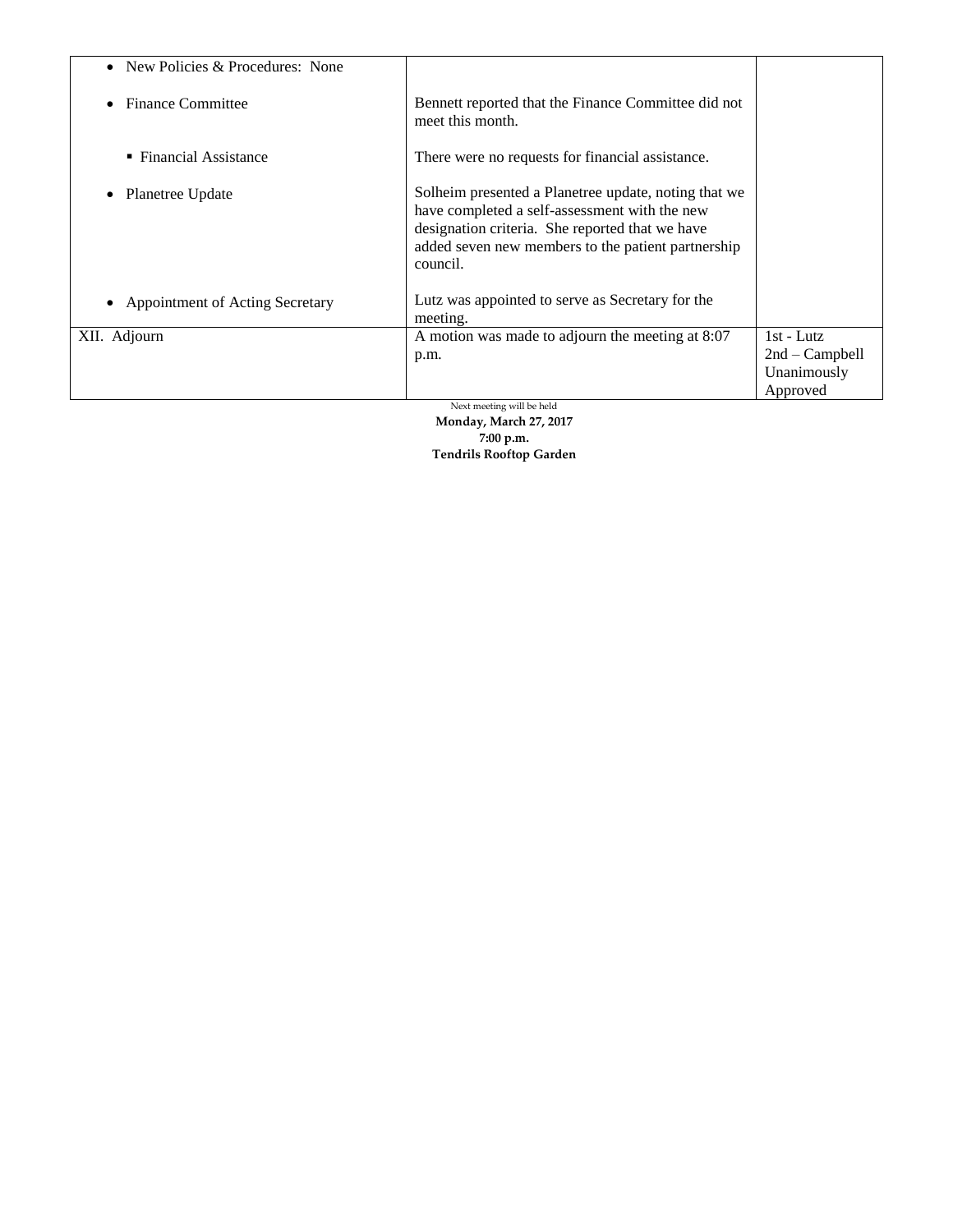| | | |
|---|---|---|
| • New Policies & Procedures: None | | |
| • Finance Committee | Bennett reported that the Finance Committee did not meet this month. | |
| ▪ Financial Assistance | There were no requests for financial assistance. | |
| • Planetree Update | Solheim presented a Planetree update, noting that we have completed a self-assessment with the new designation criteria. She reported that we have added seven new members to the patient partnership council. | |
| • Appointment of Acting Secretary | Lutz was appointed to serve as Secretary for the meeting. | |
| XII. Adjourn | A motion was made to adjourn the meeting at 8:07 p.m. | 1st - Lutz<br>2nd – Campbell<br>Unanimously Approved |

Next meeting will be held
**Monday, March 27, 2017**
**7:00 p.m.**
**Tendrils Rooftop Garden**